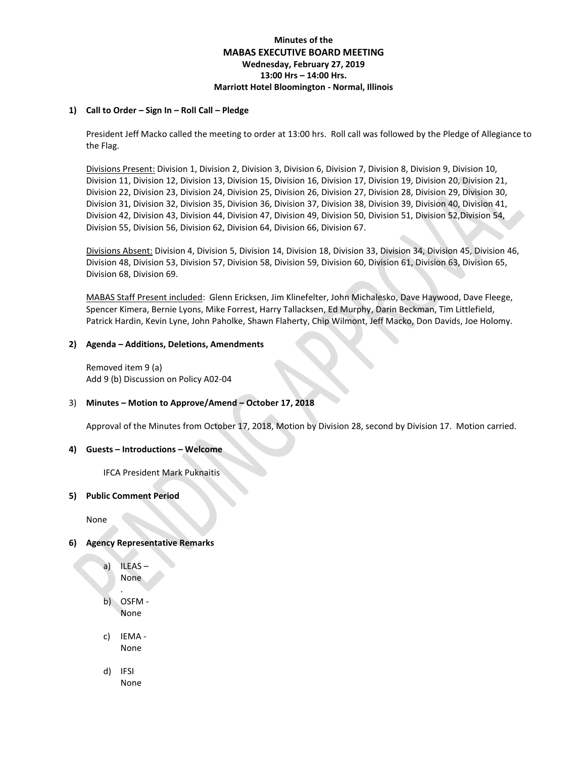**Minutes of the**
**MABAS EXECUTIVE BOARD MEETING**
**Wednesday, February 27, 2019**
**13:00 Hrs – 14:00 Hrs.**
**Marriott Hotel Bloomington - Normal, Illinois**

## 1) Call to Order – Sign In – Roll Call – Pledge

President Jeff Macko called the meeting to order at 13:00 hrs. Roll call was followed by the Pledge of Allegiance to the Flag.

Divisions Present: Division 1, Division 2, Division 3, Division 6, Division 7, Division 8, Division 9, Division 10, Division 11, Division 12, Division 13, Division 15, Division 16, Division 17, Division 19, Division 20, Division 21, Division 22, Division 23, Division 24, Division 25, Division 26, Division 27, Division 28, Division 29, Division 30, Division 31, Division 32, Division 35, Division 36, Division 37, Division 38, Division 39, Division 40, Division 41, Division 42, Division 43, Division 44, Division 47, Division 49, Division 50, Division 51, Division 52,Division 54, Division 55, Division 56, Division 62, Division 64, Division 66, Division 67.

Divisions Absent: Division 4, Division 5, Division 14, Division 18, Division 33, Division 34, Division 45, Division 46, Division 48, Division 53, Division 57, Division 58, Division 59, Division 60, Division 61, Division 63, Division 65, Division 68, Division 69.

MABAS Staff Present included: Glenn Ericksen, Jim Klinefelter, John Michalesko, Dave Haywood, Dave Fleege, Spencer Kimera, Bernie Lyons, Mike Forrest, Harry Tallacksen, Ed Murphy, Darin Beckman, Tim Littlefield, Patrick Hardin, Kevin Lyne, John Paholke, Shawn Flaherty, Chip Wilmont, Jeff Macko, Don Davids, Joe Holomy.

## 2) Agenda – Additions, Deletions, Amendments

Removed item 9 (a)
Add 9 (b) Discussion on Policy A02-04

## 3) Minutes – Motion to Approve/Amend – October 17, 2018

Approval of the Minutes from October 17, 2018, Motion by Division 28, second by Division 17. Motion carried.

## 4) Guests – Introductions – Welcome

IFCA President Mark Puknaitis

## 5) Public Comment Period

None

## 6) Agency Representative Remarks

a) ILEAS –
None
.
b) OSFM -
None

c) IEMA -
None

d) IFSI
None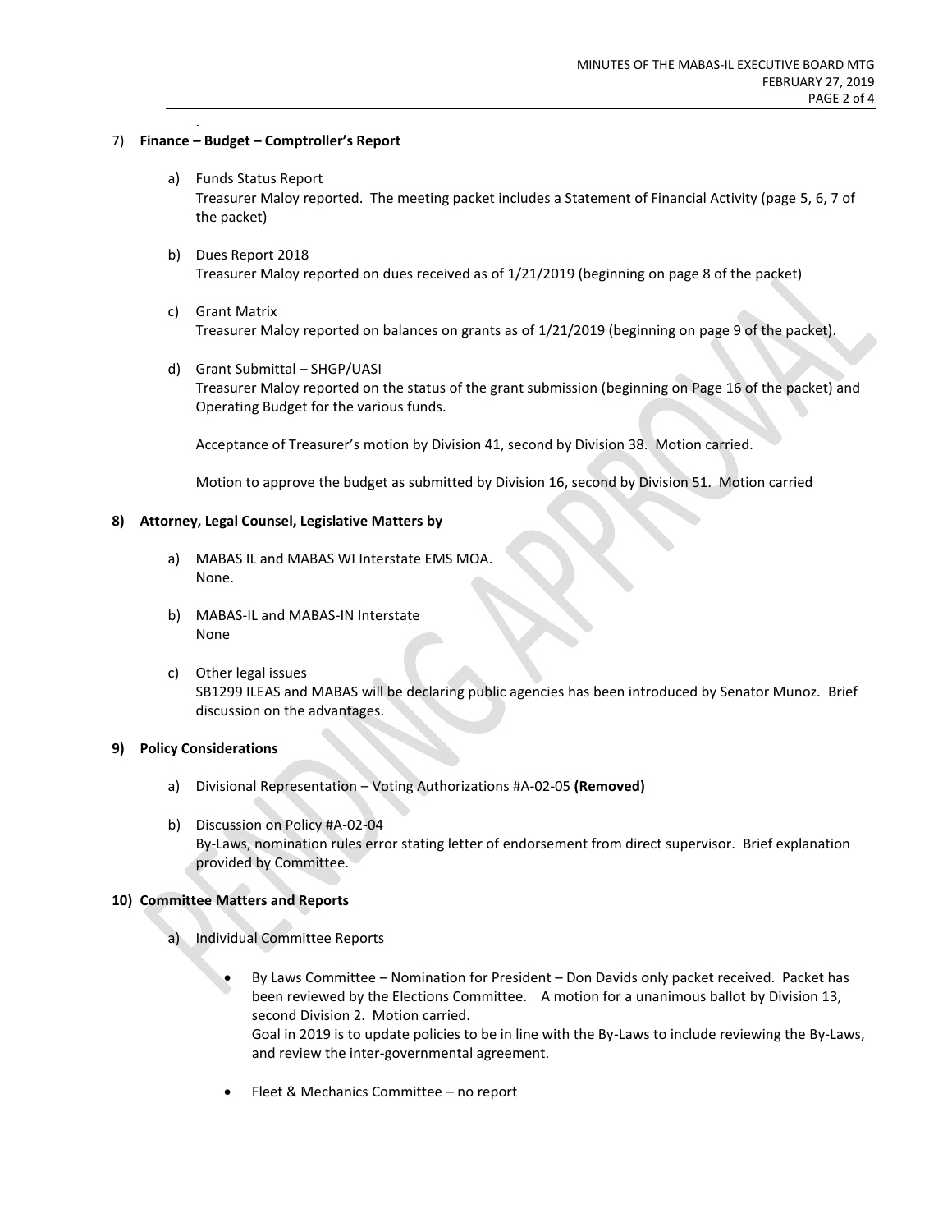.

## 7) Finance – Budget – Comptroller's Report

a) Funds Status Report
Treasurer Maloy reported. The meeting packet includes a Statement of Financial Activity (page 5, 6, 7 of the packet)

b) Dues Report 2018
Treasurer Maloy reported on dues received as of 1/21/2019 (beginning on page 8 of the packet)

c) Grant Matrix
Treasurer Maloy reported on balances on grants as of 1/21/2019 (beginning on page 9 of the packet).

d) Grant Submittal – SHGP/UASI
Treasurer Maloy reported on the status of the grant submission (beginning on Page 16 of the packet) and Operating Budget for the various funds.

Acceptance of Treasurer's motion by Division 41, second by Division 38. Motion carried.

Motion to approve the budget as submitted by Division 16, second by Division 51. Motion carried

## 8) Attorney, Legal Counsel, Legislative Matters by

a) MABAS IL and MABAS WI Interstate EMS MOA.
None.

b) MABAS-IL and MABAS-IN Interstate
None

c) Other legal issues
SB1299 ILEAS and MABAS will be declaring public agencies has been introduced by Senator Munoz. Brief discussion on the advantages.

## 9) Policy Considerations

a) Divisional Representation – Voting Authorizations #A-02-05 **(Removed)**

b) Discussion on Policy #A-02-04
By-Laws, nomination rules error stating letter of endorsement from direct supervisor. Brief explanation provided by Committee.

## 10) Committee Matters and Reports

a) Individual Committee Reports

- By Laws Committee – Nomination for President – Don Davids only packet received. Packet has been reviewed by the Elections Committee. A motion for a unanimous ballot by Division 13, second Division 2. Motion carried.
  Goal in 2019 is to update policies to be in line with the By-Laws to include reviewing the By-Laws, and review the inter-governmental agreement.

- Fleet & Mechanics Committee – no report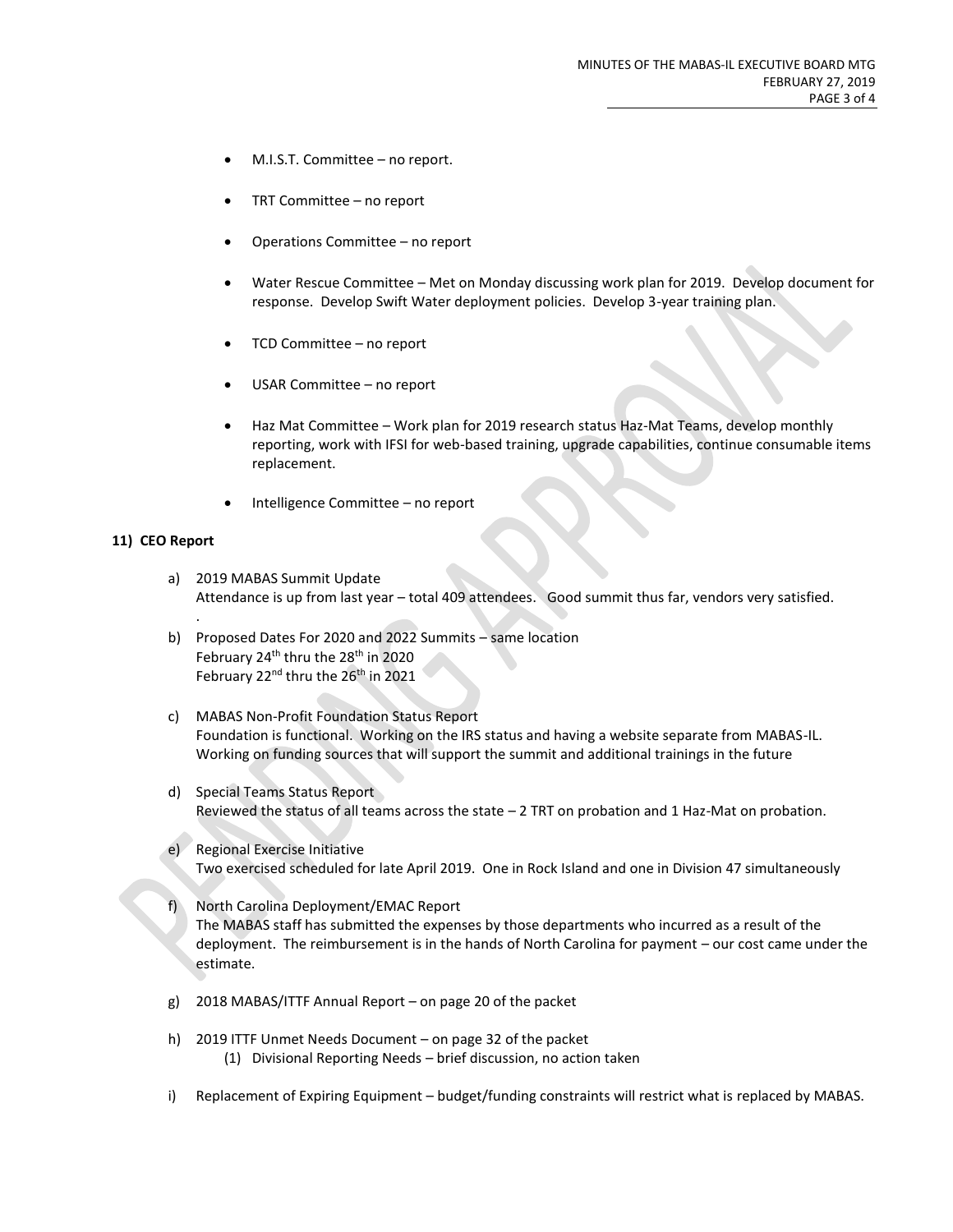- M.I.S.T. Committee – no report.

- TRT Committee – no report

- Operations Committee – no report

- Water Rescue Committee – Met on Monday discussing work plan for 2019. Develop document for response. Develop Swift Water deployment policies. Develop 3-year training plan.

- TCD Committee – no report

- USAR Committee – no report

- Haz Mat Committee – Work plan for 2019 research status Haz-Mat Teams, develop monthly reporting, work with IFSI for web-based training, upgrade capabilities, continue consumable items replacement.

- Intelligence Committee – no report

**11) CEO Report**

a) 2019 MABAS Summit Update
Attendance is up from last year – total 409 attendees. Good summit thus far, vendors very satisfied.
.

b) Proposed Dates For 2020 and 2022 Summits – same location
February 24th thru the 28th in 2020
February 22nd thru the 26th in 2021

c) MABAS Non-Profit Foundation Status Report
Foundation is functional. Working on the IRS status and having a website separate from MABAS-IL. Working on funding sources that will support the summit and additional trainings in the future

d) Special Teams Status Report
Reviewed the status of all teams across the state – 2 TRT on probation and 1 Haz-Mat on probation.

e) Regional Exercise Initiative
Two exercised scheduled for late April 2019. One in Rock Island and one in Division 47 simultaneously

f) North Carolina Deployment/EMAC Report
The MABAS staff has submitted the expenses by those departments who incurred as a result of the deployment. The reimbursement is in the hands of North Carolina for payment – our cost came under the estimate.

g) 2018 MABAS/ITTF Annual Report – on page 20 of the packet

h) 2019 ITTF Unmet Needs Document – on page 32 of the packet
   (1) Divisional Reporting Needs – brief discussion, no action taken

i) Replacement of Expiring Equipment – budget/funding constraints will restrict what is replaced by MABAS.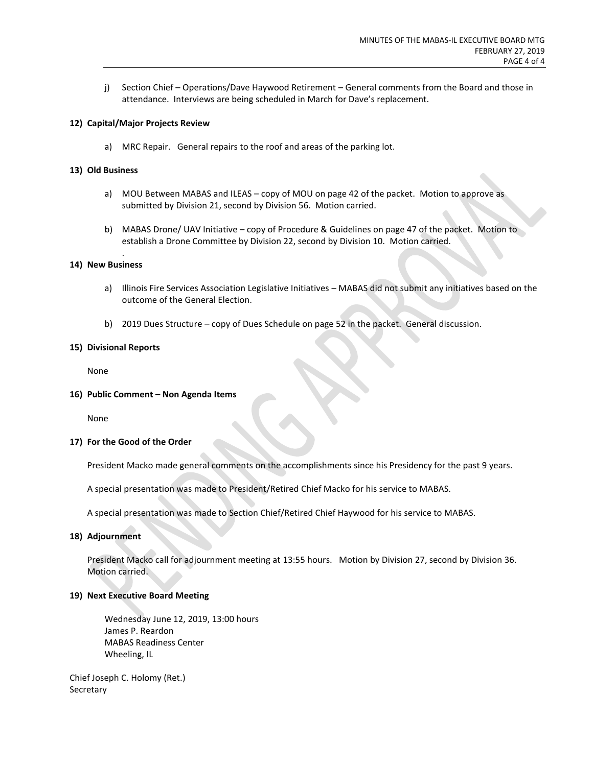j) Section Chief – Operations/Dave Haywood Retirement – General comments from the Board and those in attendance. Interviews are being scheduled in March for Dave's replacement.

**12) Capital/Major Projects Review**

a) MRC Repair. General repairs to the roof and areas of the parking lot.

**13) Old Business**

a) MOU Between MABAS and ILEAS – copy of MOU on page 42 of the packet. Motion to approve as submitted by Division 21, second by Division 56. Motion carried.

b) MABAS Drone/ UAV Initiative – copy of Procedure & Guidelines on page 47 of the packet. Motion to establish a Drone Committee by Division 22, second by Division 10. Motion carried.

.

**14) New Business**

a) Illinois Fire Services Association Legislative Initiatives – MABAS did not submit any initiatives based on the outcome of the General Election.

b) 2019 Dues Structure – copy of Dues Schedule on page 52 in the packet. General discussion.

**15) Divisional Reports**

None

**16) Public Comment – Non Agenda Items**

None

**17) For the Good of the Order**

President Macko made general comments on the accomplishments since his Presidency for the past 9 years.

A special presentation was made to President/Retired Chief Macko for his service to MABAS.

A special presentation was made to Section Chief/Retired Chief Haywood for his service to MABAS.

**18) Adjournment**

President Macko call for adjournment meeting at 13:55 hours. Motion by Division 27, second by Division 36. Motion carried.

**19) Next Executive Board Meeting**

Wednesday June 12, 2019, 13:00 hours
James P. Reardon
MABAS Readiness Center
Wheeling, IL

Chief Joseph C. Holomy (Ret.)
Secretary